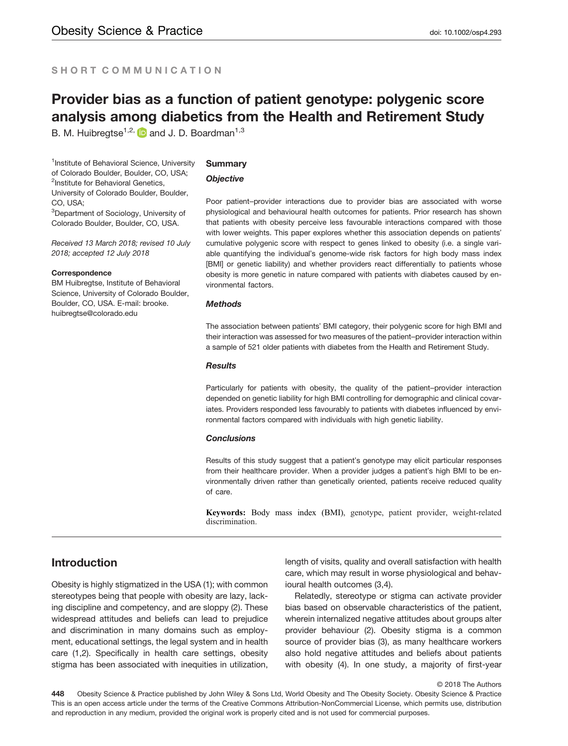SHORT COMMUNICATION

# Provider bias as a function of patient genotype: polygenic score analysis among diabetics from the Health and Retirement Study

B. M. Huibregtse[1,2] and J. D. Boardman[1,3]

[1]Institute of Behavioral Science, University of Colorado Boulder, Boulder, CO, USA;
[2]Institute for Behavioral Genetics, University of Colorado Boulder, Boulder, CO, USA;
[3]Department of Sociology, University of Colorado Boulder, Boulder, CO, USA.

*Received 13 March 2018; revised 10 July 2018; accepted 12 July 2018*

**Correspondence**
BM Huibregtse, Institute of Behavioral Science, University of Colorado Boulder, Boulder, CO, USA. E-mail: brooke.huibregtse@colorado.edu

## Summary

### *Objective*

Poor patient–provider interactions due to provider bias are associated with worse physiological and behavioural health outcomes for patients. Prior research has shown that patients with obesity perceive less favourable interactions compared with those with lower weights. This paper explores whether this association depends on patients' cumulative polygenic score with respect to genes linked to obesity (i.e. a single variable quantifying the individual's genome-wide risk factors for high body mass index [BMI] or genetic liability) and whether providers react differentially to patients whose obesity is more genetic in nature compared with patients with diabetes caused by environmental factors.

### *Methods*

The association between patients' BMI category, their polygenic score for high BMI and their interaction was assessed for two measures of the patient–provider interaction within a sample of 521 older patients with diabetes from the Health and Retirement Study.

### *Results*

Particularly for patients with obesity, the quality of the patient–provider interaction depended on genetic liability for high BMI controlling for demographic and clinical covariates. Providers responded less favourably to patients with diabetes influenced by environmental factors compared with individuals with high genetic liability.

### *Conclusions*

Results of this study suggest that a patient's genotype may elicit particular responses from their healthcare provider. When a provider judges a patient's high BMI to be environmentally driven rather than genetically oriented, patients receive reduced quality of care.

**Keywords:** Body mass index (BMI), genotype, patient provider, weight-related discrimination.

## Introduction

Obesity is highly stigmatized in the USA (1); with common stereotypes being that people with obesity are lazy, lacking discipline and competency, and are sloppy (2). These widespread attitudes and beliefs can lead to prejudice and discrimination in many domains such as employment, educational settings, the legal system and in health care (1,2). Specifically in health care settings, obesity stigma has been associated with inequities in utilization, length of visits, quality and overall satisfaction with health care, which may result in worse physiological and behavioural health outcomes (3,4).

Relatedly, stereotype or stigma can activate provider bias based on observable characteristics of the patient, wherein internalized negative attitudes about groups alter provider behaviour (2). Obesity stigma is a common source of provider bias (3), as many healthcare workers also hold negative attitudes and beliefs about patients with obesity (4). In one study, a majority of first-year

© 2018 The Authors
Obesity Science & Practice published by John Wiley & Sons Ltd, World Obesity and The Obesity Society. Obesity Science & Practice
This is an open access article under the terms of the Creative Commons Attribution-NonCommercial License, which permits use, distribution and reproduction in any medium, provided the original work is properly cited and is not used for commercial purposes.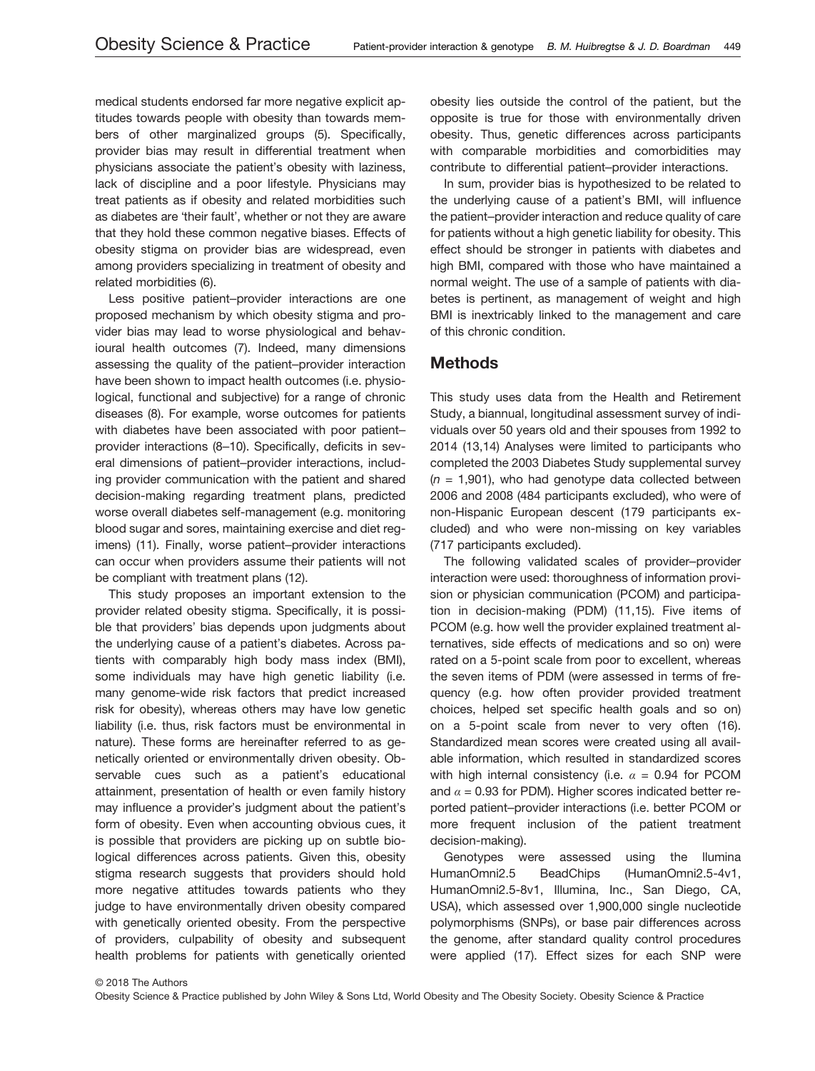medical students endorsed far more negative explicit aptitudes towards people with obesity than towards members of other marginalized groups (5). Specifically, provider bias may result in differential treatment when physicians associate the patient's obesity with laziness, lack of discipline and a poor lifestyle. Physicians may treat patients as if obesity and related morbidities such as diabetes are 'their fault', whether or not they are aware that they hold these common negative biases. Effects of obesity stigma on provider bias are widespread, even among providers specializing in treatment of obesity and related morbidities (6).

Less positive patient–provider interactions are one proposed mechanism by which obesity stigma and provider bias may lead to worse physiological and behavioural health outcomes (7). Indeed, many dimensions assessing the quality of the patient–provider interaction have been shown to impact health outcomes (i.e. physiological, functional and subjective) for a range of chronic diseases (8). For example, worse outcomes for patients with diabetes have been associated with poor patient–provider interactions (8–10). Specifically, deficits in several dimensions of patient–provider interactions, including provider communication with the patient and shared decision-making regarding treatment plans, predicted worse overall diabetes self-management (e.g. monitoring blood sugar and sores, maintaining exercise and diet regimens) (11). Finally, worse patient–provider interactions can occur when providers assume their patients will not be compliant with treatment plans (12).

This study proposes an important extension to the provider related obesity stigma. Specifically, it is possible that providers' bias depends upon judgments about the underlying cause of a patient's diabetes. Across patients with comparably high body mass index (BMI), some individuals may have high genetic liability (i.e. many genome-wide risk factors that predict increased risk for obesity), whereas others may have low genetic liability (i.e. thus, risk factors must be environmental in nature). These forms are hereinafter referred to as genetically oriented or environmentally driven obesity. Observable cues such as a patient's educational attainment, presentation of health or even family history may influence a provider's judgment about the patient's form of obesity. Even when accounting obvious cues, it is possible that providers are picking up on subtle biological differences across patients. Given this, obesity stigma research suggests that providers should hold more negative attitudes towards patients who they judge to have environmentally driven obesity compared with genetically oriented obesity. From the perspective of providers, culpability of obesity and subsequent health problems for patients with genetically oriented obesity lies outside the control of the patient, but the opposite is true for those with environmentally driven obesity. Thus, genetic differences across participants with comparable morbidities and comorbidities may contribute to differential patient–provider interactions.

In sum, provider bias is hypothesized to be related to the underlying cause of a patient's BMI, will influence the patient–provider interaction and reduce quality of care for patients without a high genetic liability for obesity. This effect should be stronger in patients with diabetes and high BMI, compared with those who have maintained a normal weight. The use of a sample of patients with diabetes is pertinent, as management of weight and high BMI is inextricably linked to the management and care of this chronic condition.

## Methods

This study uses data from the Health and Retirement Study, a biannual, longitudinal assessment survey of individuals over 50 years old and their spouses from 1992 to 2014 (13,14) Analyses were limited to participants who completed the 2003 Diabetes Study supplemental survey ($n$ = 1,901), who had genotype data collected between 2006 and 2008 (484 participants excluded), who were of non-Hispanic European descent (179 participants excluded) and who were non-missing on key variables (717 participants excluded).

The following validated scales of provider–provider interaction were used: thoroughness of information provision or physician communication (PCOM) and participation in decision-making (PDM) (11,15). Five items of PCOM (e.g. how well the provider explained treatment alternatives, side effects of medications and so on) were rated on a 5-point scale from poor to excellent, whereas the seven items of PDM (were assessed in terms of frequency (e.g. how often provider provided treatment choices, helped set specific health goals and so on) on a 5-point scale from never to very often (16). Standardized mean scores were created using all available information, which resulted in standardized scores with high internal consistency (i.e. $\alpha$ = 0.94 for PCOM and $\alpha$ = 0.93 for PDM). Higher scores indicated better reported patient–provider interactions (i.e. better PCOM or more frequent inclusion of the patient treatment decision-making).

Genotypes were assessed using the Ilumina HumanOmni2.5 BeadChips (HumanOmni2.5-4v1, HumanOmni2.5-8v1, Illumina, Inc., San Diego, CA, USA), which assessed over 1,900,000 single nucleotide polymorphisms (SNPs), or base pair differences across the genome, after standard quality control procedures were applied (17). Effect sizes for each SNP were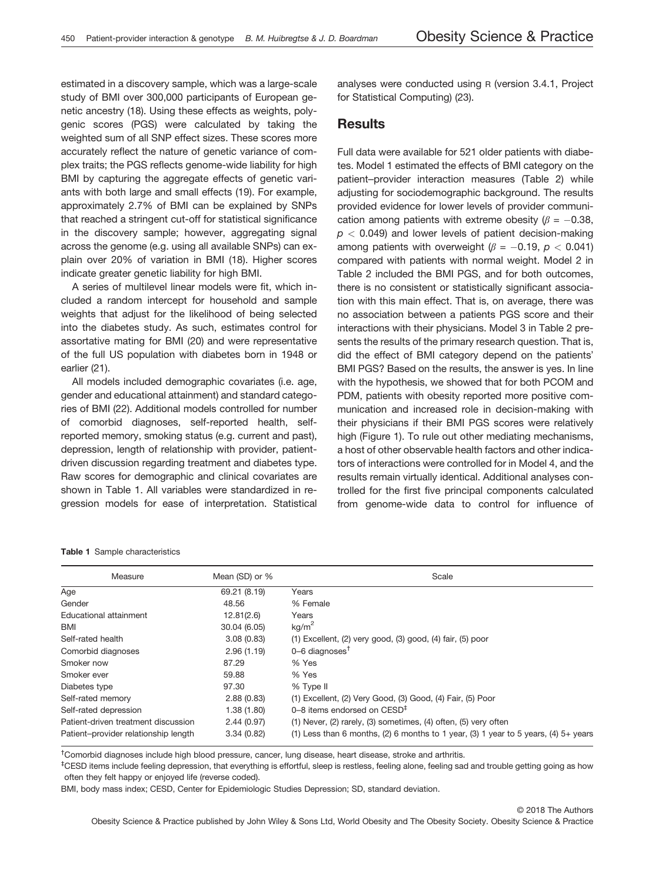estimated in a discovery sample, which was a large-scale study of BMI over 300,000 participants of European genetic ancestry (18). Using these effects as weights, polygenic scores (PGS) were calculated by taking the weighted sum of all SNP effect sizes. These scores more accurately reflect the nature of genetic variance of complex traits; the PGS reflects genome-wide liability for high BMI by capturing the aggregate effects of genetic variants with both large and small effects (19). For example, approximately 2.7% of BMI can be explained by SNPs that reached a stringent cut-off for statistical significance in the discovery sample; however, aggregating signal across the genome (e.g. using all available SNPs) can explain over 20% of variation in BMI (18). Higher scores indicate greater genetic liability for high BMI.

A series of multilevel linear models were fit, which included a random intercept for household and sample weights that adjust for the likelihood of being selected into the diabetes study. As such, estimates control for assortative mating for BMI (20) and were representative of the full US population with diabetes born in 1948 or earlier (21).

All models included demographic covariates (i.e. age, gender and educational attainment) and standard categories of BMI (22). Additional models controlled for number of comorbid diagnoses, self-reported health, self-reported memory, smoking status (e.g. current and past), depression, length of relationship with provider, patient-driven discussion regarding treatment and diabetes type. Raw scores for demographic and clinical covariates are shown in Table 1. All variables were standardized in regression models for ease of interpretation. Statistical analyses were conducted using R (version 3.4.1, Project for Statistical Computing) (23).

## Results

Full data were available for 521 older patients with diabetes. Model 1 estimated the effects of BMI category on the patient–provider interaction measures (Table 2) while adjusting for sociodemographic background. The results provided evidence for lower levels of provider communication among patients with extreme obesity ($\beta = -0.38$, $p < 0.049$) and lower levels of patient decision-making among patients with overweight ($\beta = -0.19$, $p < 0.041$) compared with patients with normal weight. Model 2 in Table 2 included the BMI PGS, and for both outcomes, there is no consistent or statistically significant association with this main effect. That is, on average, there was no association between a patients PGS score and their interactions with their physicians. Model 3 in Table 2 presents the results of the primary research question. That is, did the effect of BMI category depend on the patients' BMI PGS? Based on the results, the answer is yes. In line with the hypothesis, we showed that for both PCOM and PDM, patients with obesity reported more positive communication and increased role in decision-making with their physicians if their BMI PGS scores were relatively high (Figure 1). To rule out other mediating mechanisms, a host of other observable health factors and other indicators of interactions were controlled for in Model 4, and the results remain virtually identical. Additional analyses controlled for the first five principal components calculated from genome-wide data to control for influence of

**Table 1** Sample characteristics

| Measure | Mean (SD) or % | Scale |
|---|---|---|
| Age | 69.21 (8.19) | Years |
| Gender | 48.56 | % Female |
| Educational attainment | 12.81(2.6) | Years |
| BMI | 30.04 (6.05) | kg/m$^2$ |
| Self-rated health | 3.08 (0.83) | (1) Excellent, (2) very good, (3) good, (4) fair, (5) poor |
| Comorbid diagnoses | 2.96 (1.19) | 0–6 diagnoses† |
| Smoker now | 87.29 | % Yes |
| Smoker ever | 59.88 | % Yes |
| Diabetes type | 97.30 | % Type II |
| Self-rated memory | 2.88 (0.83) | (1) Excellent, (2) Very Good, (3) Good, (4) Fair, (5) Poor |
| Self-rated depression | 1.38 (1.80) | 0–8 items endorsed on CESD‡ |
| Patient-driven treatment discussion | 2.44 (0.97) | (1) Never, (2) rarely, (3) sometimes, (4) often, (5) very often |
| Patient–provider relationship length | 3.34 (0.82) | (1) Less than 6 months, (2) 6 months to 1 year, (3) 1 year to 5 years, (4) 5+ years |

†Comorbid diagnoses include high blood pressure, cancer, lung disease, heart disease, stroke and arthritis.

‡CESD items include feeling depression, that everything is effortful, sleep is restless, feeling alone, feeling sad and trouble getting going as how often they felt happy or enjoyed life (reverse coded).

BMI, body mass index; CESD, Center for Epidemiologic Studies Depression; SD, standard deviation.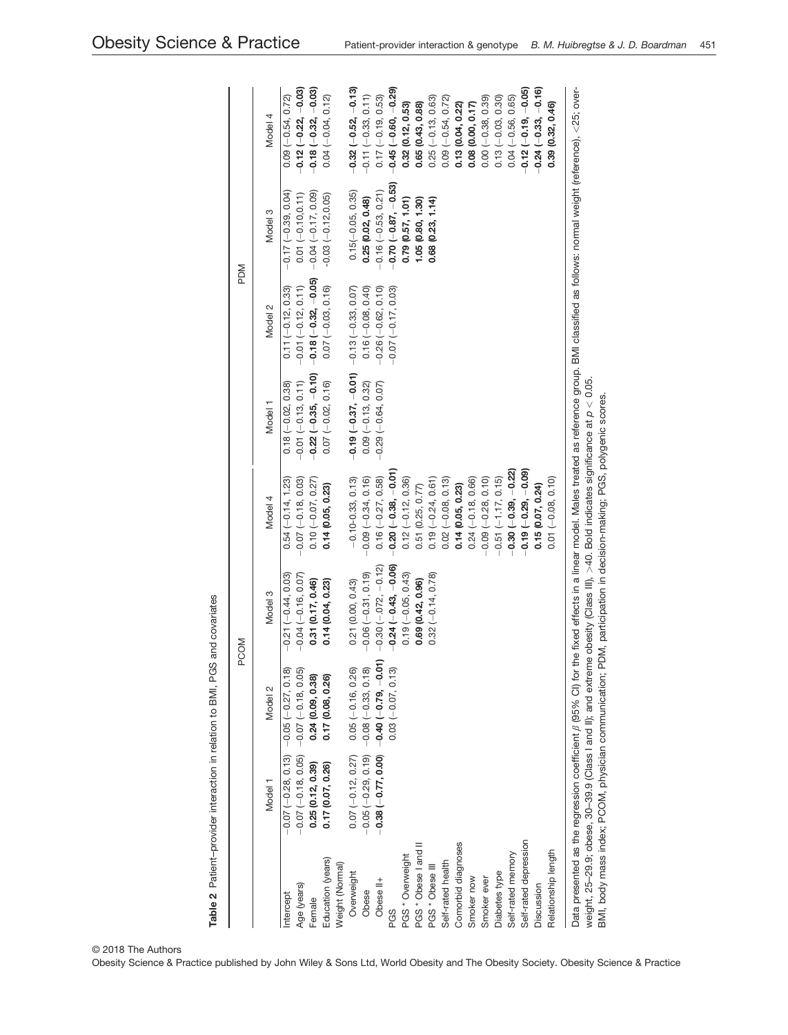**Table 2** Patient–provider interaction in relation to BMI, PGS and covariates

| | PCOM | | | | PDM | | | |
|---|---|---|---|---|---|---|---|---|
| | Model 1 | Model 2 | Model 3 | Model 4 | Model 1 | Model 2 | Model 3 | Model 4 |
| Intercept | −0.07 (−0.28, 0.13) | −0.05 (−0.27, 0.18) | −0.21 (−0.44, 0.03) | 0.54 (−0.14, 1.23) | 0.18 (−0.02, 0.38) | 0.11 (−0.12, 0.33) | −0.17 (−0.39, 0.04) | 0.09 (−0.54, 0.72) |
| Age (years) | −0.07 (−0.18, 0.05) | −0.07 (−0.18, 0.05) | −0.04 (−0.16, 0.07) | −0.07 (−0.18, 0.03) | −0.01 (−0.13, 0.11) | −0.01 (−0.12, 0.11) | 0.01 (−0.10,0.11) | **−0.12 (−0.22, −0.03)** |
| Female | **0.25 (0.12, 0.39)** | **0.24 (0.09, 0.38)** | **0.31 (0.17, 0.46)** | 0.10 (−0.07, 0.27) | **−0.22 (−0.35, −0.10)** | **−0.18 (−0.32, −0.05)** | −0.04 (−0.17, 0.09) | **−0.18 (−0.32, −0.03)** |
| Education (years) | **0.17 (0.07, 0.26)** | **0.17 (0.08, 0.26)** | **0.14 (0.04, 0.23)** | **0.14 (0.05, 0.23)** | 0.07 (−0.02, 0.16) | 0.07 (−0.03, 0.16) | -0.03 (−0.12,0.05) | 0.04 (−0.04, 0.12) |
| Weight (Normal) | | | | | | | | |
| Overweight | 0.07 (−0.12, 0.27) | 0.05 (−0.16, 0.26) | 0.21 (0.00, 0.43) | −0.10-0.33, 0.13) | **−0.19 (−0.37, −0.01)** | −0.13 (−0.33, 0.07) | 0.15(−0.05, 0.35) | **−0.32 (−0.52, −0.13)** |
| Obese | −0.05 (−0.29, 0.19) | −0.08 (−0.33, 0.18) | −0.06 (−0.31, 0.19) | −0.09 (−0.34, 0.16) | 0.09 (−0.13, 0.32) | 0.16 (−0.08, 0.40) | **0.25 (0.02, 0.48)** | −0.11 (−0.33, 0.11) |
| Obese II+ | **−0.38 (−0.77, 0.00)** | **−0.40 (−0.79, −0.01)** | **−0.30 (−.072, −0.12)** | 0.16 (−0.27, 0.58) | −0.29 (−0.64, 0.07) | −0.26 (−0.62, 0.10) | −0.16 (−0.53, 0.21) | 0.17 (−0.19, 0.53) |
| PGS | | 0.03 (−0.07, 0.13) | **−0.24 (−0.43, −0.06)** | **−0.20 (−0.38, −0.01)** | | −0.07 (−0.17, 0.03) | **−0.70 (−0.87, −0.53)** | **−0.45 (−0.60, −0.29)** |
| PGS * Overweight | | | 0.19 (−0.05, 0.43) | 0.12 (−0.12, 0.36) | | | **0.79 (0.57, 1.01)** | **0.32 (0.12, 0.53)** |
| PGS * Obese I and II | | | **0.69 (0.42, 0.96)** | 0.51 (0.25, 0.77) | | | **1.05 (0.80, 1.30)** | **0.65 (0.43, 0.88)** |
| PGS * Obese III | | | 0.32 (−0.14, 0.78) | 0.19 (−0.24, 0.61) | | | **0.68 (0.23, 1.14)** | 0.25 (−0.13, 0.63) |
| Self-rated health | | | | 0.02 (−0.08, 0.13) | | | | 0.09 (−0.54, 0.72) |
| Comorbid diagnoses | | | | **0.14 (0.05, 0.23)** | | | | **0.13 (0.04, 0.22)** |
| Smoker now | | | | 0.24 (−0.18, 0.66) | | | | **0.08 (0.00, 0.17)** |
| Smoker ever | | | | −0.09 (−0.28, 0.10) | | | | 0.00 (−0.38, 0.39) |
| Diabetes type | | | | −0.51 (−1.17, 0.15) | | | | 0.13 (−0.03, 0.30) |
| Self-rated memory | | | | **−0.30 (−0.39, −0.22)** | | | | 0.04 (−0.56, 0.65) |
| Self-rated depression | | | | **−0.19 (−0.29, −0.09)** | | | | **−0.12 (−0.19, −0.05)** |
| Discussion | | | | **0.15 (0.07, 0.24)** | | | | **−0.24 (−0.33, −0.16)** |
| Relationship length | | | | 0.01 (−0.08, 0.10) | | | | **0.39 (0.32, 0.46)** |

Data presented as the regression coefficient $\beta$ (95% CI) for the fixed effects in a linear model. Males treated as reference group. BMI classified as follows: normal weight (reference), <25; overweight, 25–29.9; obese, 30–39.9 (Class I and II); and extreme obesity (Class III), >40. Bold indicates significance at $p < 0.05$.
BMI, body mass index; PCOM, physician communication; PDM, participation in decision-making; PGS, polygenic scores.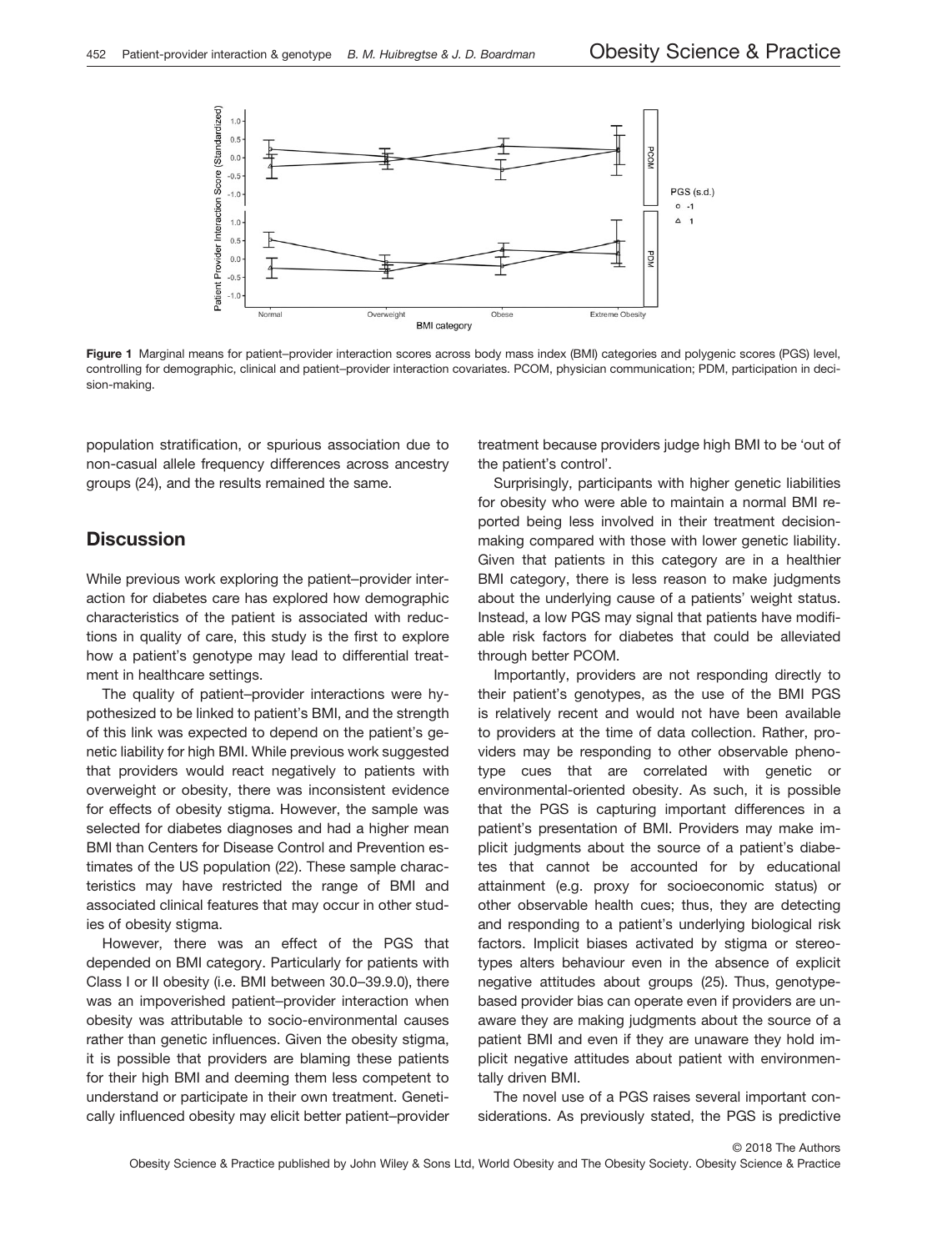Patient Provider Interaction Score (Standardized)

1.0
0.5
0.0
-0.5
-1.0

PCOM

PGS (s.d.)
○ -1
△ 1

1.0
0.5
0.0
-0.5
-1.0

PDM

Normal
Overweight
Obese
Extreme Obesity

BMI category

**Figure 1** Marginal means for patient–provider interaction scores across body mass index (BMI) categories and polygenic scores (PGS) level, controlling for demographic, clinical and patient–provider interaction covariates. PCOM, physician communication; PDM, participation in decision-making.

population stratification, or spurious association due to non-casual allele frequency differences across ancestry groups (24), and the results remained the same.

## Discussion

While previous work exploring the patient–provider interaction for diabetes care has explored how demographic characteristics of the patient is associated with reductions in quality of care, this study is the first to explore how a patient's genotype may lead to differential treatment in healthcare settings.

The quality of patient–provider interactions were hypothesized to be linked to patient's BMI, and the strength of this link was expected to depend on the patient's genetic liability for high BMI. While previous work suggested that providers would react negatively to patients with overweight or obesity, there was inconsistent evidence for effects of obesity stigma. However, the sample was selected for diabetes diagnoses and had a higher mean BMI than Centers for Disease Control and Prevention estimates of the US population (22). These sample characteristics may have restricted the range of BMI and associated clinical features that may occur in other studies of obesity stigma.

However, there was an effect of the PGS that depended on BMI category. Particularly for patients with Class I or II obesity (i.e. BMI between 30.0–39.9.0), there was an impoverished patient–provider interaction when obesity was attributable to socio-environmental causes rather than genetic influences. Given the obesity stigma, it is possible that providers are blaming these patients for their high BMI and deeming them less competent to understand or participate in their own treatment. Genetically influenced obesity may elicit better patient–provider treatment because providers judge high BMI to be 'out of the patient's control'.

Surprisingly, participants with higher genetic liabilities for obesity who were able to maintain a normal BMI reported being less involved in their treatment decision-making compared with those with lower genetic liability. Given that patients in this category are in a healthier BMI category, there is less reason to make judgments about the underlying cause of a patients' weight status. Instead, a low PGS may signal that patients have modifiable risk factors for diabetes that could be alleviated through better PCOM.

Importantly, providers are not responding directly to their patient's genotypes, as the use of the BMI PGS is relatively recent and would not have been available to providers at the time of data collection. Rather, providers may be responding to other observable phenotype cues that are correlated with genetic or environmental-oriented obesity. As such, it is possible that the PGS is capturing important differences in a patient's presentation of BMI. Providers may make implicit judgments about the source of a patient's diabetes that cannot be accounted for by educational attainment (e.g. proxy for socioeconomic status) or other observable health cues; thus, they are detecting and responding to a patient's underlying biological risk factors. Implicit biases activated by stigma or stereotypes alters behaviour even in the absence of explicit negative attitudes about groups (25). Thus, genotype-based provider bias can operate even if providers are unaware they are making judgments about the source of a patient BMI and even if they are unaware they hold implicit negative attitudes about patient with environmentally driven BMI.

The novel use of a PGS raises several important considerations. As previously stated, the PGS is predictive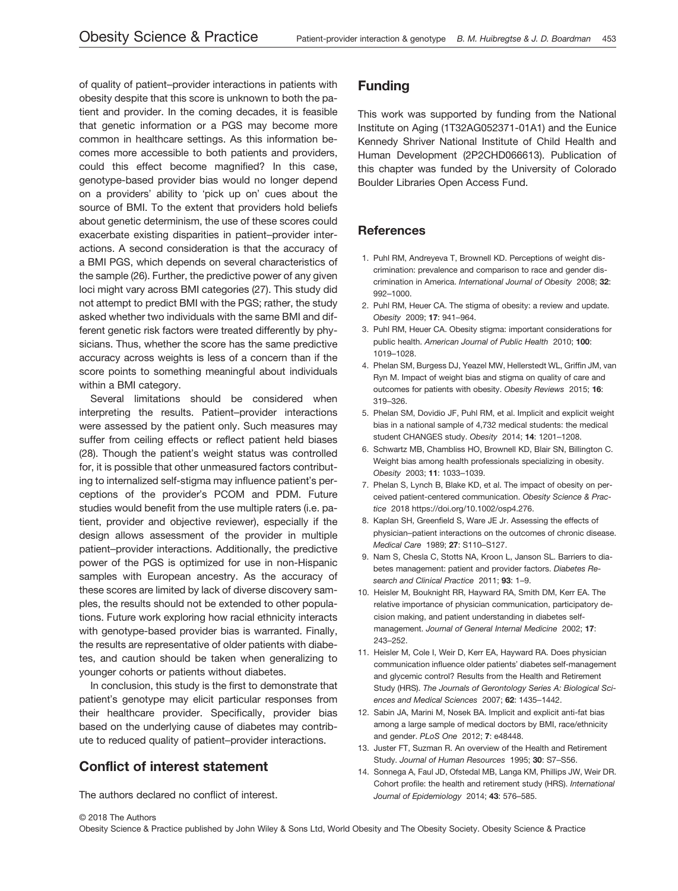of quality of patient–provider interactions in patients with obesity despite that this score is unknown to both the patient and provider. In the coming decades, it is feasible that genetic information or a PGS may become more common in healthcare settings. As this information becomes more accessible to both patients and providers, could this effect become magnified? In this case, genotype-based provider bias would no longer depend on a providers' ability to 'pick up on' cues about the source of BMI. To the extent that providers hold beliefs about genetic determinism, the use of these scores could exacerbate existing disparities in patient–provider interactions. A second consideration is that the accuracy of a BMI PGS, which depends on several characteristics of the sample (26). Further, the predictive power of any given loci might vary across BMI categories (27). This study did not attempt to predict BMI with the PGS; rather, the study asked whether two individuals with the same BMI and different genetic risk factors were treated differently by physicians. Thus, whether the score has the same predictive accuracy across weights is less of a concern than if the score points to something meaningful about individuals within a BMI category.

Several limitations should be considered when interpreting the results. Patient–provider interactions were assessed by the patient only. Such measures may suffer from ceiling effects or reflect patient held biases (28). Though the patient's weight status was controlled for, it is possible that other unmeasured factors contributing to internalized self-stigma may influence patient's perceptions of the provider's PCOM and PDM. Future studies would benefit from the use multiple raters (i.e. patient, provider and objective reviewer), especially if the design allows assessment of the provider in multiple patient–provider interactions. Additionally, the predictive power of the PGS is optimized for use in non-Hispanic samples with European ancestry. As the accuracy of these scores are limited by lack of diverse discovery samples, the results should not be extended to other populations. Future work exploring how racial ethnicity interacts with genotype-based provider bias is warranted. Finally, the results are representative of older patients with diabetes, and caution should be taken when generalizing to younger cohorts or patients without diabetes.

In conclusion, this study is the first to demonstrate that patient's genotype may elicit particular responses from their healthcare provider. Specifically, provider bias based on the underlying cause of diabetes may contribute to reduced quality of patient–provider interactions.

## Conflict of interest statement

The authors declared no conflict of interest.

## Funding

This work was supported by funding from the National Institute on Aging (1T32AG052371-01A1) and the Eunice Kennedy Shriver National Institute of Child Health and Human Development (2P2CHD066613). Publication of this chapter was funded by the University of Colorado Boulder Libraries Open Access Fund.

## References

1. Puhl RM, Andreyeva T, Brownell KD. Perceptions of weight discrimination: prevalence and comparison to race and gender discrimination in America. *International Journal of Obesity* 2008; **32**: 992–1000.
2. Puhl RM, Heuer CA. The stigma of obesity: a review and update. *Obesity* 2009; **17**: 941–964.
3. Puhl RM, Heuer CA. Obesity stigma: important considerations for public health. *American Journal of Public Health* 2010; **100**: 1019–1028.
4. Phelan SM, Burgess DJ, Yeazel MW, Hellerstedt WL, Griffin JM, van Ryn M. Impact of weight bias and stigma on quality of care and outcomes for patients with obesity. *Obesity Reviews* 2015; **16**: 319–326.
5. Phelan SM, Dovidio JF, Puhl RM, et al. Implicit and explicit weight bias in a national sample of 4,732 medical students: the medical student CHANGES study. *Obesity* 2014; **14**: 1201–1208.
6. Schwartz MB, Chambliss HO, Brownell KD, Blair SN, Billington C. Weight bias among health professionals specializing in obesity. *Obesity* 2003; **11**: 1033–1039.
7. Phelan S, Lynch B, Blake KD, et al. The impact of obesity on perceived patient-centered communication. *Obesity Science & Practice* 2018 https://doi.org/10.1002/osp4.276.
8. Kaplan SH, Greenfield S, Ware JE Jr. Assessing the effects of physician–patient interactions on the outcomes of chronic disease. *Medical Care* 1989; **27**: S110–S127.
9. Nam S, Chesla C, Stotts NA, Kroon L, Janson SL. Barriers to diabetes management: patient and provider factors. *Diabetes Research and Clinical Practice* 2011; **93**: 1–9.
10. Heisler M, Bouknight RR, Hayward RA, Smith DM, Kerr EA. The relative importance of physician communication, participatory decision making, and patient understanding in diabetes self-management. *Journal of General Internal Medicine* 2002; **17**: 243–252.
11. Heisler M, Cole I, Weir D, Kerr EA, Hayward RA. Does physician communication influence older patients' diabetes self-management and glycemic control? Results from the Health and Retirement Study (HRS). *The Journals of Gerontology Series A: Biological Sciences and Medical Sciences* 2007; **62**: 1435–1442.
12. Sabin JA, Marini M, Nosek BA. Implicit and explicit anti-fat bias among a large sample of medical doctors by BMI, race/ethnicity and gender. *PLoS One* 2012; **7**: e48448.
13. Juster FT, Suzman R. An overview of the Health and Retirement Study. *Journal of Human Resources* 1995; **30**: S7–S56.
14. Sonnega A, Faul JD, Ofstedal MB, Langa KM, Phillips JW, Weir DR. Cohort profile: the health and retirement study (HRS). *International Journal of Epidemiology* 2014; **43**: 576–585.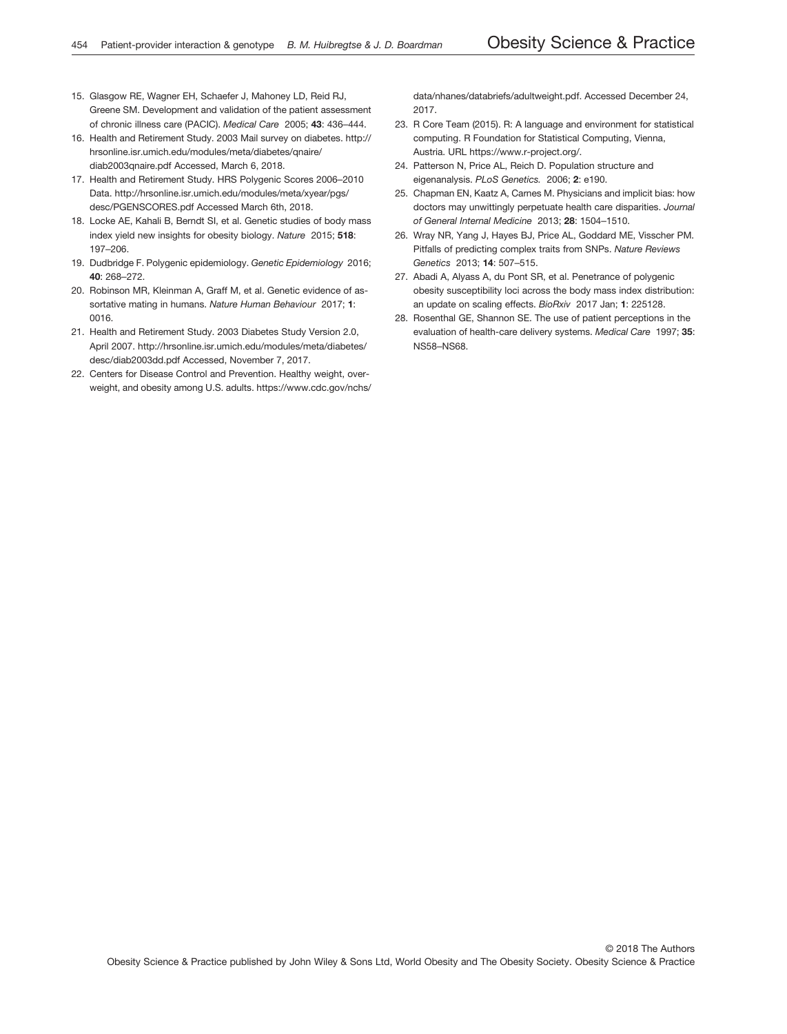15. Glasgow RE, Wagner EH, Schaefer J, Mahoney LD, Reid RJ, Greene SM. Development and validation of the patient assessment of chronic illness care (PACIC). *Medical Care* 2005; **43**: 436–444.
16. Health and Retirement Study. 2003 Mail survey on diabetes. http://hrsonline.isr.umich.edu/modules/meta/diabetes/qnaire/diab2003qnaire.pdf Accessed, March 6, 2018.
17. Health and Retirement Study. HRS Polygenic Scores 2006–2010 Data. http://hrsonline.isr.umich.edu/modules/meta/xyear/pgs/desc/PGENSCORES.pdf Accessed March 6th, 2018.
18. Locke AE, Kahali B, Berndt SI, et al. Genetic studies of body mass index yield new insights for obesity biology. *Nature* 2015; **518**: 197–206.
19. Dudbridge F. Polygenic epidemiology. *Genetic Epidemiology* 2016; **40**: 268–272.
20. Robinson MR, Kleinman A, Graff M, et al. Genetic evidence of assortative mating in humans. *Nature Human Behaviour* 2017; **1**: 0016.
21. Health and Retirement Study. 2003 Diabetes Study Version 2.0, April 2007. http://hrsonline.isr.umich.edu/modules/meta/diabetes/desc/diab2003dd.pdf Accessed, November 7, 2017.
22. Centers for Disease Control and Prevention. Healthy weight, overweight, and obesity among U.S. adults. https://www.cdc.gov/nchs/data/nhanes/databriefs/adultweight.pdf. Accessed December 24, 2017.
23. R Core Team (2015). R: A language and environment for statistical computing. R Foundation for Statistical Computing, Vienna, Austria. URL https://www.r-project.org/.
24. Patterson N, Price AL, Reich D. Population structure and eigenanalysis. *PLoS Genetics.* 2006; **2**: e190.
25. Chapman EN, Kaatz A, Carnes M. Physicians and implicit bias: how doctors may unwittingly perpetuate health care disparities. *Journal of General Internal Medicine* 2013; **28**: 1504–1510.
26. Wray NR, Yang J, Hayes BJ, Price AL, Goddard ME, Visscher PM. Pitfalls of predicting complex traits from SNPs. *Nature Reviews Genetics* 2013; **14**: 507–515.
27. Abadi A, Alyass A, du Pont SR, et al. Penetrance of polygenic obesity susceptibility loci across the body mass index distribution: an update on scaling effects. *BioRxiv* 2017 Jan; **1**: 225128.
28. Rosenthal GE, Shannon SE. The use of patient perceptions in the evaluation of health-care delivery systems. *Medical Care* 1997; **35**: NS58–NS68.